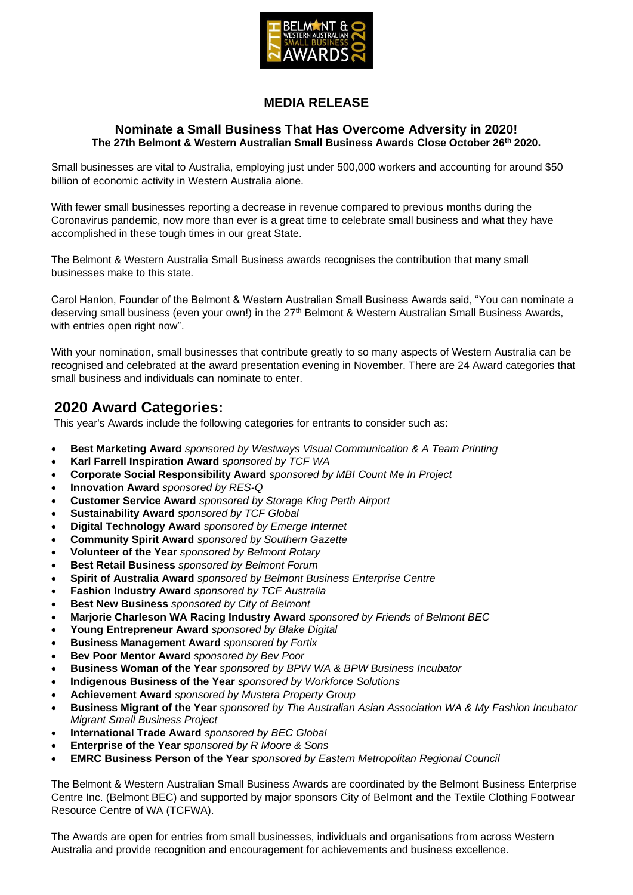# MEDIA RELEASE

## Nominate a Small Business That Has Overcome Adversity in 2020!

**The 27th Belmont & Western Australian Small Business Awards Close October 26th 2020.**

Small businesses are vital to Australia, employing just under 500,000 workers and accounting for around $50 billion of economic activity in Western Australia alone.

With fewer small businesses reporting a decrease in revenue compared to previous months during the Coronavirus pandemic, now more than ever is a great time to celebrate small business and what they have accomplished in these tough times in our great State.

The Belmont & Western Australia Small Business awards recognises the contribution that many small businesses make to this state.

Carol Hanlon, Founder of the Belmont & Western Australian Small Business Awards said, "You can nominate a deserving small business (even your own!) in the 27th Belmont & Western Australian Small Business Awards, with entries open right now".

With your nomination, small businesses that contribute greatly to so many aspects of Western Australia can be recognised and celebrated at the award presentation evening in November. There are 24 Award categories that small business and individuals can nominate to enter.

## 2020 Award Categories:

This year's Awards include the following categories for entrants to consider such as:

- **Best Marketing Award** *sponsored by Westways Visual Communication & A Team Printing*
- **Karl Farrell Inspiration Award** *sponsored by TCF WA*
- **Corporate Social Responsibility Award** *sponsored by MBI Count Me In Project*
- **Innovation Award** *sponsored by RES-Q*
- **Customer Service Award** *sponsored by Storage King Perth Airport*
- **Sustainability Award** *sponsored by TCF Global*
- **Digital Technology Award** *sponsored by Emerge Internet*
- **Community Spirit Award** *sponsored by Southern Gazette*
- **Volunteer of the Year** *sponsored by Belmont Rotary*
- **Best Retail Business** *sponsored by Belmont Forum*
- **Spirit of Australia Award** *sponsored by Belmont Business Enterprise Centre*
- **Fashion Industry Award** *sponsored by TCF Australia*
- **Best New Business** *sponsored by City of Belmont*
- **Marjorie Charleson WA Racing Industry Award** *sponsored by Friends of Belmont BEC*
- **Young Entrepreneur Award** *sponsored by Blake Digital*
- **Business Management Award** *sponsored by Fortix*
- **Bev Poor Mentor Award** *sponsored by Bev Poor*
- **Business Woman of the Year** *sponsored by BPW WA & BPW Business Incubator*
- **Indigenous Business of the Year** *sponsored by Workforce Solutions*
- **Achievement Award** *sponsored by Mustera Property Group*
- **Business Migrant of the Year** *sponsored by The Australian Asian Association WA & My Fashion Incubator Migrant Small Business Project*
- **International Trade Award** *sponsored by BEC Global*
- **Enterprise of the Year** *sponsored by R Moore & Sons*
- **EMRC Business Person of the Year** *sponsored by Eastern Metropolitan Regional Council*

The Belmont & Western Australian Small Business Awards are coordinated by the Belmont Business Enterprise Centre Inc. (Belmont BEC) and supported by major sponsors City of Belmont and the Textile Clothing Footwear Resource Centre of WA (TCFWA).

The Awards are open for entries from small businesses, individuals and organisations from across Western Australia and provide recognition and encouragement for achievements and business excellence.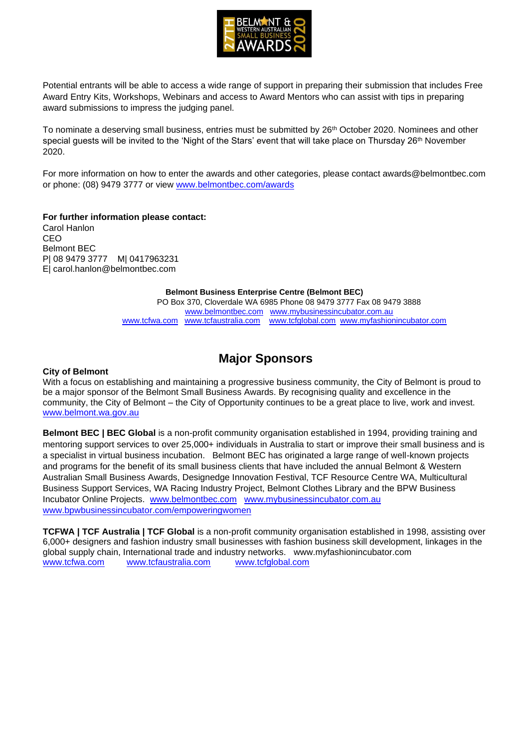Potential entrants will be able to access a wide range of support in preparing their submission that includes Free Award Entry Kits, Workshops, Webinars and access to Award Mentors who can assist with tips in preparing award submissions to impress the judging panel.

To nominate a deserving small business, entries must be submitted by 26th October 2020. Nominees and other special guests will be invited to the 'Night of the Stars' event that will take place on Thursday 26th November 2020.

For more information on how to enter the awards and other categories, please contact awards@belmontbec.com or phone: (08) 9479 3777 or view www.belmontbec.com/awards

**For further information please contact:**
Carol Hanlon
CEO
Belmont BEC
P| 08 9479 3777 M| 0417963231
E| carol.hanlon@belmontbec.com

**Belmont Business Enterprise Centre (Belmont BEC)**
PO Box 370, Cloverdale WA 6985 Phone 08 9479 3777 Fax 08 9479 3888
www.belmontbec.com www.mybusinessincubator.com.au
www.tcfwa.com www.tcfaustralia.com www.tcfglobal.com www.myfashionincubator.com

## Major Sponsors

**City of Belmont**
With a focus on establishing and maintaining a progressive business community, the City of Belmont is proud to be a major sponsor of the Belmont Small Business Awards. By recognising quality and excellence in the community, the City of Belmont – the City of Opportunity continues to be a great place to live, work and invest.
www.belmont.wa.gov.au

**Belmont BEC | BEC Global** is a non-profit community organisation established in 1994, providing training and mentoring support services to over 25,000+ individuals in Australia to start or improve their small business and is a specialist in virtual business incubation. Belmont BEC has originated a large range of well-known projects and programs for the benefit of its small business clients that have included the annual Belmont & Western Australian Small Business Awards, Designedge Innovation Festival, TCF Resource Centre WA, Multicultural Business Support Services, WA Racing Industry Project, Belmont Clothes Library and the BPW Business Incubator Online Projects. www.belmontbec.com www.mybusinessincubator.com.au
www.bpwbusinessincubator.com/empoweringwomen

**TCFWA | TCF Australia | TCF Global** is a non-profit community organisation established in 1998, assisting over 6,000+ designers and fashion industry small businesses with fashion business skill development, linkages in the global supply chain, International trade and industry networks. www.myfashionincubator.com
www.tcfwa.com www.tcfaustralia.com www.tcfglobal.com